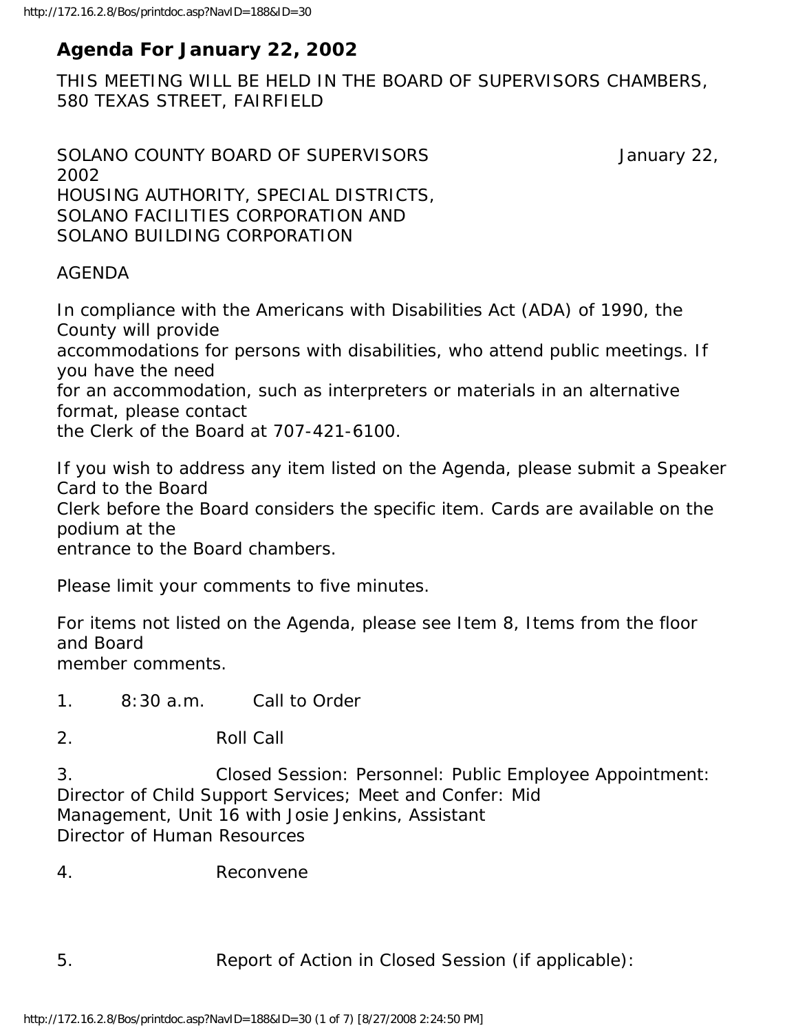# Agenda For January 22, 2002

THIS MEETING WILL BE HELD IN THE BOARD OF SUPERVISORS CHAMBERS, 580 TEXAS STREET, FAIRFIELD

SOLANO COUNTY BOARD OF SUPERVISORS January 22, 2002
HOUSING AUTHORITY, SPECIAL DISTRICTS,
SOLANO FACILITIES CORPORATION AND
SOLANO BUILDING CORPORATION

AGENDA

In compliance with the Americans with Disabilities Act (ADA) of 1990, the County will provide accommodations for persons with disabilities, who attend public meetings. If you have the need for an accommodation, such as interpreters or materials in an alternative format, please contact the Clerk of the Board at 707-421-6100.

If you wish to address any item listed on the Agenda, please submit a Speaker Card to the Board Clerk before the Board considers the specific item. Cards are available on the podium at the entrance to the Board chambers.

Please limit your comments to five minutes.

For items not listed on the Agenda, please see Item 8, Items from the floor and Board member comments.

1. 8:30 a.m. Call to Order

2. Roll Call

3. Closed Session: Personnel: Public Employee Appointment: Director of Child Support Services; Meet and Confer: Mid Management, Unit 16 with Josie Jenkins, Assistant Director of Human Resources

4. Reconvene

5. Report of Action in Closed Session (if applicable):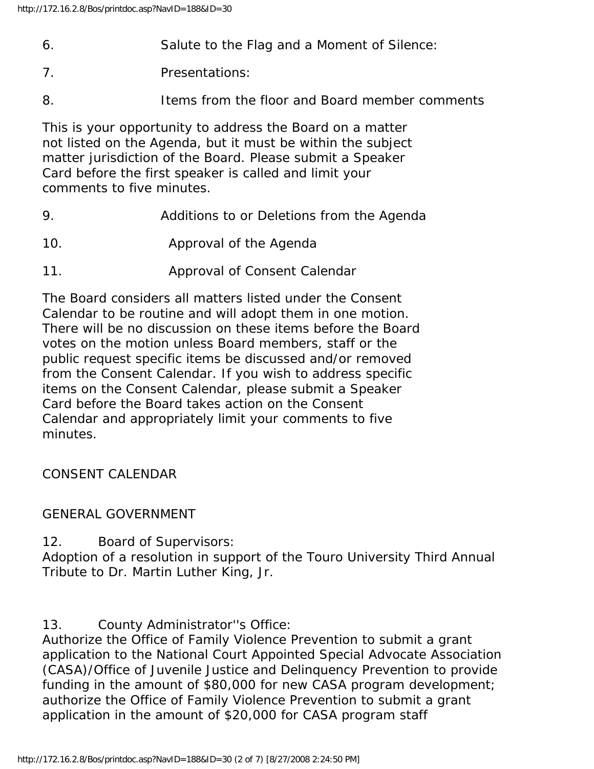6. Salute to the Flag and a Moment of Silence:

7. Presentations:

8. Items from the floor and Board member comments

This is your opportunity to address the Board on a matter not listed on the Agenda, but it must be within the subject matter jurisdiction of the Board. Please submit a Speaker Card before the first speaker is called and limit your comments to five minutes.

9. Additions to or Deletions from the Agenda

10. Approval of the Agenda

11. Approval of Consent Calendar

The Board considers all matters listed under the Consent Calendar to be routine and will adopt them in one motion. There will be no discussion on these items before the Board votes on the motion unless Board members, staff or the public request specific items be discussed and/or removed from the Consent Calendar. If you wish to address specific items on the Consent Calendar, please submit a Speaker Card before the Board takes action on the Consent Calendar and appropriately limit your comments to five minutes.

CONSENT CALENDAR

GENERAL GOVERNMENT

12. Board of Supervisors:
Adoption of a resolution in support of the Touro University Third Annual Tribute to Dr. Martin Luther King, Jr.

13. County Administrator''s Office:
Authorize the Office of Family Violence Prevention to submit a grant application to the National Court Appointed Special Advocate Association (CASA)/Office of Juvenile Justice and Delinquency Prevention to provide funding in the amount of $80,000 for new CASA program development; authorize the Office of Family Violence Prevention to submit a grant application in the amount of $20,000 for CASA program staff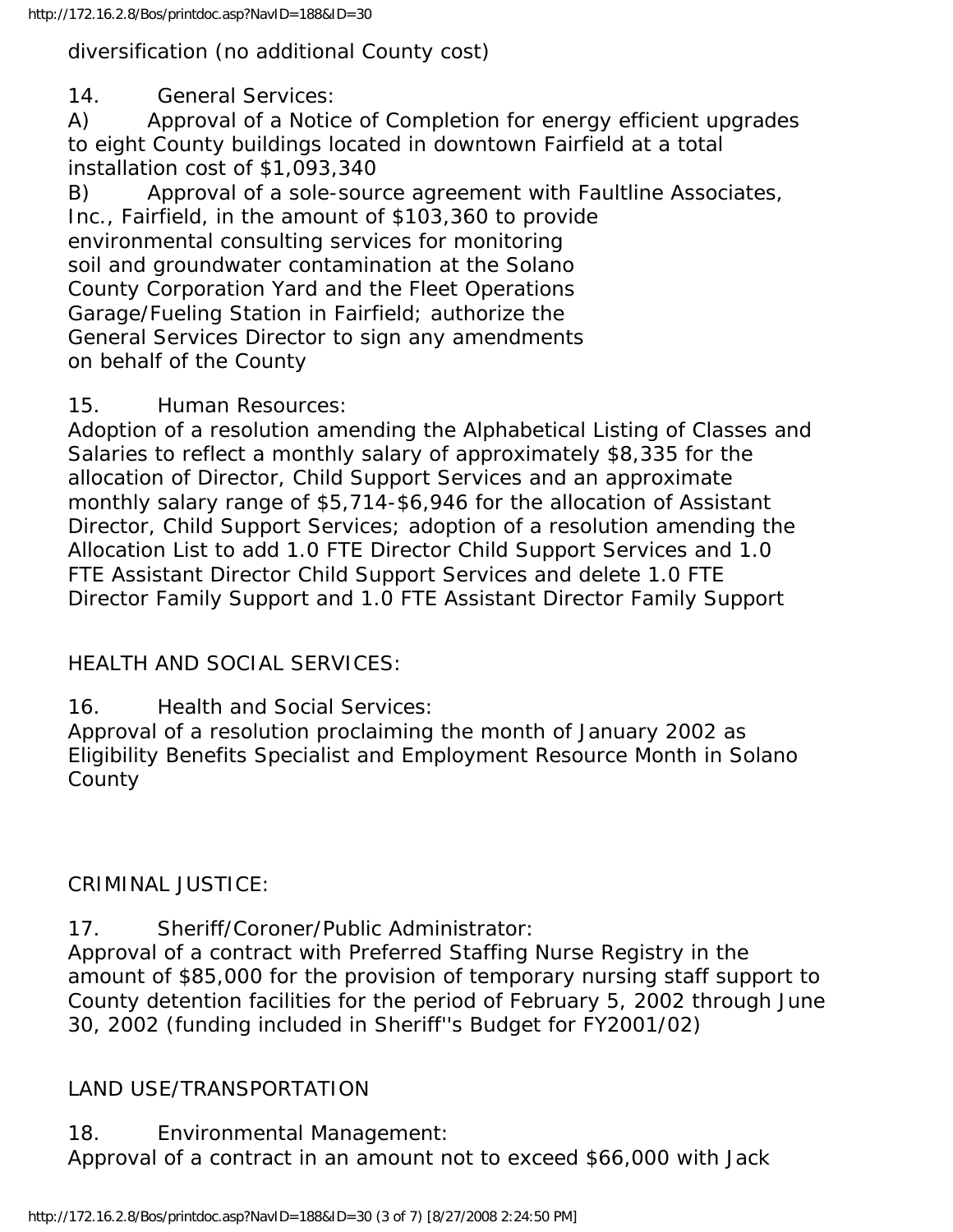diversification (no additional County cost)

14. General Services:

A) Approval of a Notice of Completion for energy efficient upgrades to eight County buildings located in downtown Fairfield at a total installation cost of $1,093,340

B) Approval of a sole-source agreement with Faultline Associates, Inc., Fairfield, in the amount of $103,360 to provide environmental consulting services for monitoring soil and groundwater contamination at the Solano County Corporation Yard and the Fleet Operations Garage/Fueling Station in Fairfield; authorize the General Services Director to sign any amendments on behalf of the County

15. Human Resources:

Adoption of a resolution amending the Alphabetical Listing of Classes and Salaries to reflect a monthly salary of approximately $8,335 for the allocation of Director, Child Support Services and an approximate monthly salary range of $5,714-$6,946 for the allocation of Assistant Director, Child Support Services; adoption of a resolution amending the Allocation List to add 1.0 FTE Director Child Support Services and 1.0 FTE Assistant Director Child Support Services and delete 1.0 FTE Director Family Support and 1.0 FTE Assistant Director Family Support

HEALTH AND SOCIAL SERVICES:

16. Health and Social Services:

Approval of a resolution proclaiming the month of January 2002 as Eligibility Benefits Specialist and Employment Resource Month in Solano County

CRIMINAL JUSTICE:

17. Sheriff/Coroner/Public Administrator:

Approval of a contract with Preferred Staffing Nurse Registry in the amount of $85,000 for the provision of temporary nursing staff support to County detention facilities for the period of February 5, 2002 through June 30, 2002 (funding included in Sheriff''s Budget for FY2001/02)

LAND USE/TRANSPORTATION

18. Environmental Management:

Approval of a contract in an amount not to exceed $66,000 with Jack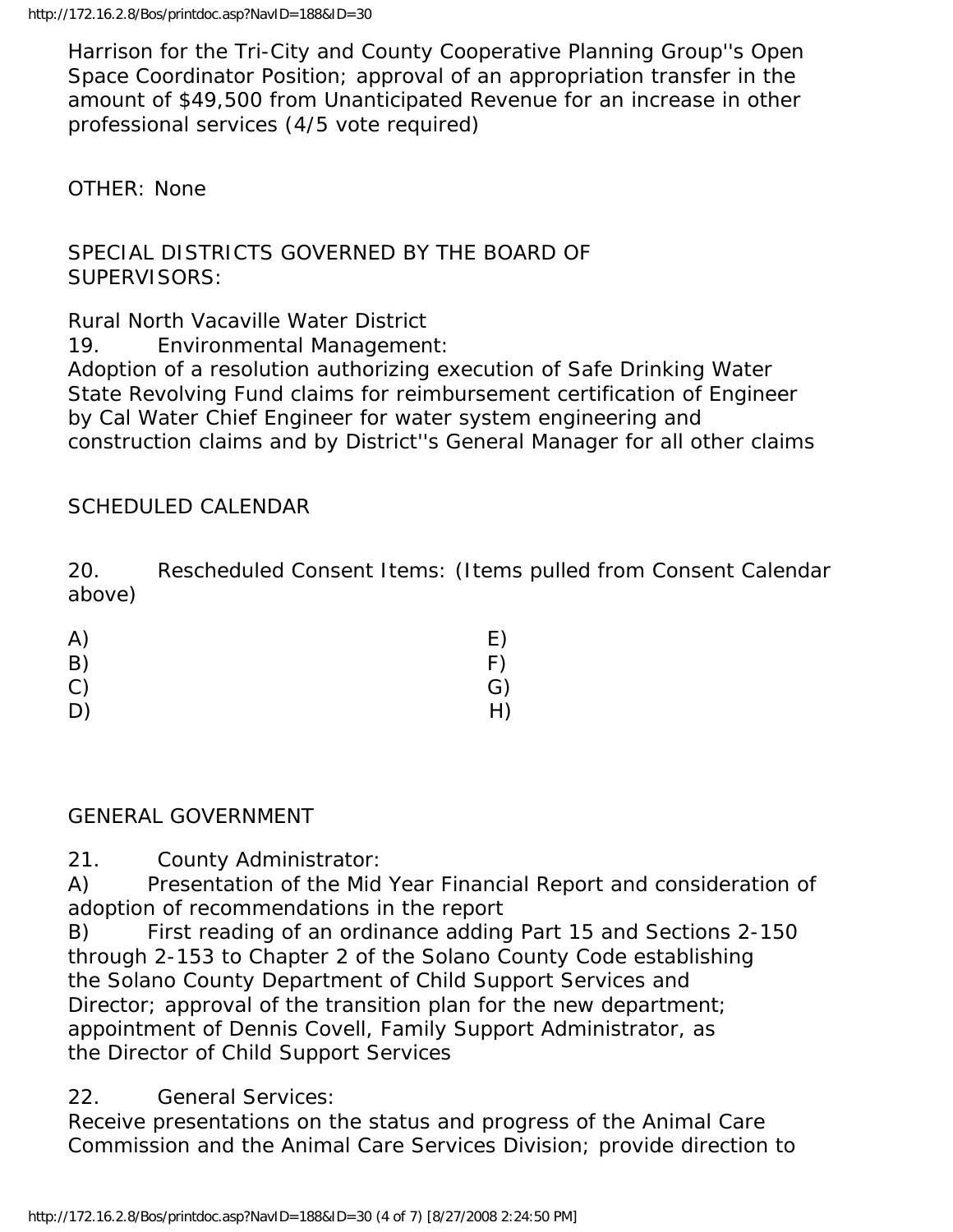Harrison for the Tri-City and County Cooperative Planning Group''s Open Space Coordinator Position; approval of an appropriation transfer in the amount of $49,500 from Unanticipated Revenue for an increase in other professional services (4/5 vote required)

OTHER: None

SPECIAL DISTRICTS GOVERNED BY THE BOARD OF SUPERVISORS:

Rural North Vacaville Water District

19. Environmental Management:
Adoption of a resolution authorizing execution of Safe Drinking Water State Revolving Fund claims for reimbursement certification of Engineer by Cal Water Chief Engineer for water system engineering and construction claims and by District''s General Manager for all other claims

SCHEDULED CALENDAR

20. Rescheduled Consent Items: (Items pulled from Consent Calendar above)

A) E)
B) F)
C) G)
D) H)

GENERAL GOVERNMENT

21. County Administrator:
A) Presentation of the Mid Year Financial Report and consideration of adoption of recommendations in the report
B) First reading of an ordinance adding Part 15 and Sections 2-150 through 2-153 to Chapter 2 of the Solano County Code establishing the Solano County Department of Child Support Services and Director; approval of the transition plan for the new department; appointment of Dennis Covell, Family Support Administrator, as the Director of Child Support Services

22. General Services:
Receive presentations on the status and progress of the Animal Care Commission and the Animal Care Services Division; provide direction to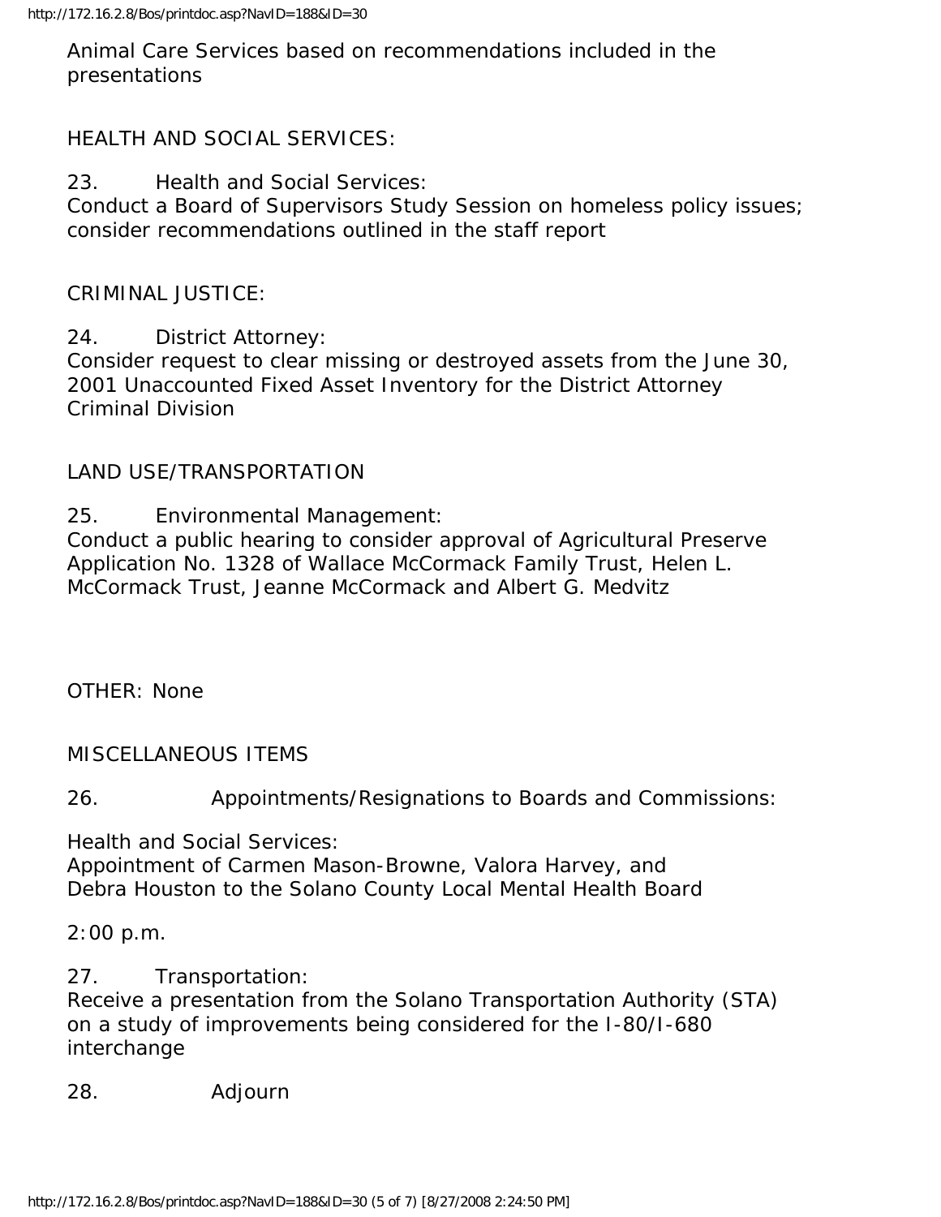Animal Care Services based on recommendations included in the presentations

HEALTH AND SOCIAL SERVICES:

23. Health and Social Services:
Conduct a Board of Supervisors Study Session on homeless policy issues; consider recommendations outlined in the staff report

CRIMINAL JUSTICE:

24. District Attorney:
Consider request to clear missing or destroyed assets from the June 30, 2001 Unaccounted Fixed Asset Inventory for the District Attorney Criminal Division

LAND USE/TRANSPORTATION

25. Environmental Management:
Conduct a public hearing to consider approval of Agricultural Preserve Application No. 1328 of Wallace McCormack Family Trust, Helen L. McCormack Trust, Jeanne McCormack and Albert G. Medvitz

OTHER: None

MISCELLANEOUS ITEMS

26. Appointments/Resignations to Boards and Commissions:

Health and Social Services:
Appointment of Carmen Mason-Browne, Valora Harvey, and Debra Houston to the Solano County Local Mental Health Board

2:00 p.m.

27. Transportation:
Receive a presentation from the Solano Transportation Authority (STA) on a study of improvements being considered for the I-80/I-680 interchange

28. Adjourn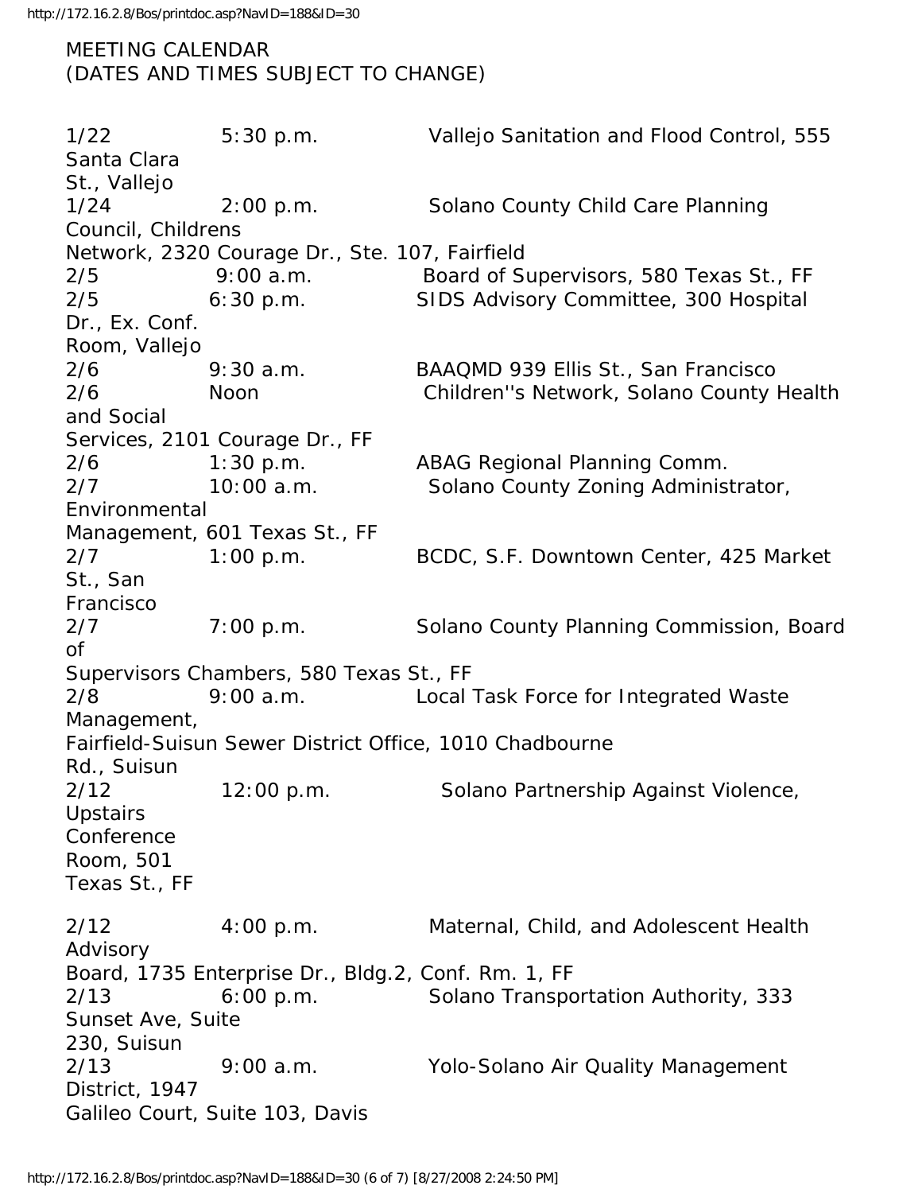MEETING CALENDAR
(DATES AND TIMES SUBJECT TO CHANGE)

| Date | Time | Meeting |
|---|---|---|
| 1/22 | 5:30 p.m. | Vallejo Sanitation and Flood Control, 555 Santa Clara St., Vallejo |
| 1/24 | 2:00 p.m. | Solano County Child Care Planning Council, Childrens Network, 2320 Courage Dr., Ste. 107, Fairfield |
| 2/5 | 9:00 a.m. | Board of Supervisors, 580 Texas St., FF |
| 2/5 | 6:30 p.m. | SIDS Advisory Committee, 300 Hospital Dr., Ex. Conf. Room, Vallejo |
| 2/6 | 9:30 a.m. | BAAQMD 939 Ellis St., San Francisco |
| 2/6 | Noon | Children''s Network, Solano County Health and Social Services, 2101 Courage Dr., FF |
| 2/6 | 1:30 p.m. | ABAG Regional Planning Comm. |
| 2/7 | 10:00 a.m. | Solano County Zoning Administrator, Environmental Management, 601 Texas St., FF |
| 2/7 | 1:00 p.m. | BCDC, S.F. Downtown Center, 425 Market St., San Francisco |
| 2/7 | 7:00 p.m. | Solano County Planning Commission, Board of Supervisors Chambers, 580 Texas St., FF |
| 2/8 | 9:00 a.m. | Local Task Force for Integrated Waste Management, Fairfield-Suisun Sewer District Office, 1010 Chadbourne Rd., Suisun |
| 2/12 | 12:00 p.m. | Solano Partnership Against Violence, Upstairs Conference Room, 501 Texas St., FF |
| 2/12 | 4:00 p.m. | Maternal, Child, and Adolescent Health Advisory Board, 1735 Enterprise Dr., Bldg.2, Conf. Rm. 1, FF |
| 2/13 | 6:00 p.m. | Solano Transportation Authority, 333 Sunset Ave, Suite 230, Suisun |
| 2/13 | 9:00 a.m. | Yolo-Solano Air Quality Management District, 1947 Galileo Court, Suite 103, Davis |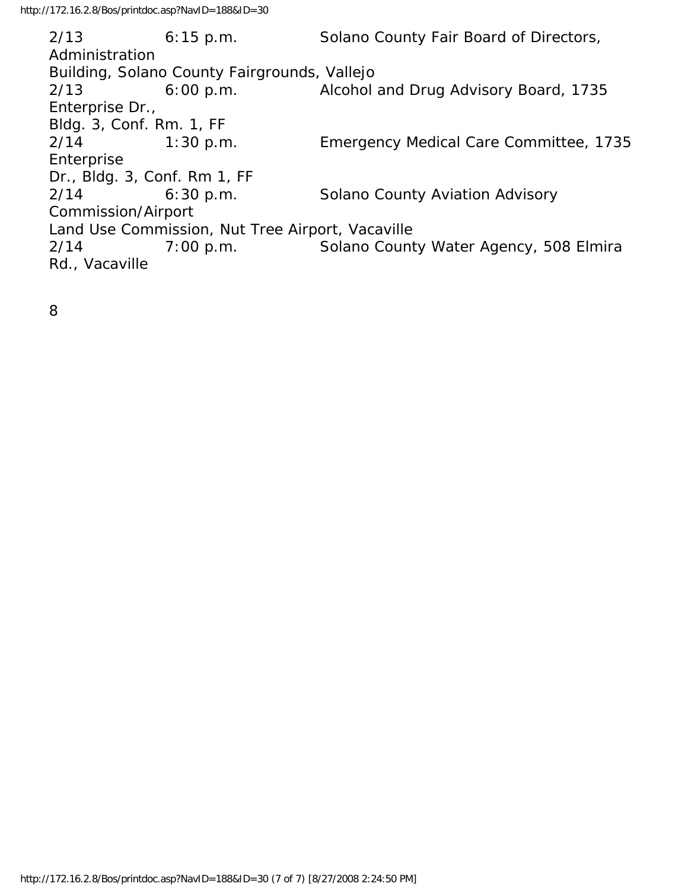2/13 6:15 p.m. Solano County Fair Board of Directors, Administration Building, Solano County Fairgrounds, Vallejo

2/13 6:00 p.m. Alcohol and Drug Advisory Board, 1735 Enterprise Dr., Bldg. 3, Conf. Rm. 1, FF

2/14 1:30 p.m. Emergency Medical Care Committee, 1735 Enterprise Dr., Bldg. 3, Conf. Rm 1, FF

2/14 6:30 p.m. Solano County Aviation Advisory Commission/Airport Land Use Commission, Nut Tree Airport, Vacaville

2/14 7:00 p.m. Solano County Water Agency, 508 Elmira Rd., Vacaville